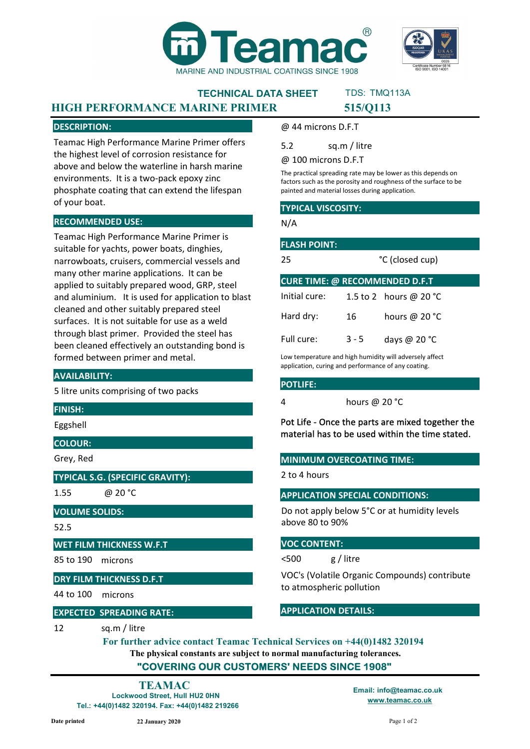# Teamac

MARINE AND INDUSTRIAL COATINGS SINCE 1908

## TECHNICAL DATA SHEET

TDS: TMQ113A

## HIGH PERFORMANCE MARINE PRIMER

## 515/Q113

### DESCRIPTION:

Teamac High Performance Marine Primer offers the highest level of corrosion resistance for above and below the waterline in harsh marine environments. It is a two-pack epoxy zinc phosphate coating that can extend the lifespan of your boat.

### RECOMMENDED USE:

Teamac High Performance Marine Primer is suitable for yachts, power boats, dinghies, narrowboats, cruisers, commercial vessels and many other marine applications. It can be applied to suitably prepared wood, GRP, steel and aluminium. It is used for application to blast cleaned and other suitably prepared steel surfaces. It is not suitable for use as a weld through blast primer. Provided the steel has been cleaned effectively an outstanding bond is formed between primer and metal.

### AVAILABILITY:

5 litre units comprising of two packs

### FINISH:

Eggshell

### COLOUR:

Grey, Red

### TYPICAL S.G. (SPECIFIC GRAVITY):

1.55 @ 20 °C

### VOLUME SOLIDS:

52.5

### WET FILM THICKNESS W.F.T

85 to 190 microns

### DRY FILM THICKNESS D.F.T

44 to 100 microns

### EXPECTED SPREADING RATE:

12 sq.m / litre

@ 44 microns D.F.T

5.2 sq.m / litre

@ 100 microns D.F.T

The practical spreading rate may be lower as this depends on factors such as the porosity and roughness of the surface to be painted and material losses during application.

### TYPICAL VISCOSITY:

N/A

### FLASH POINT:

25 °C (closed cup)

### CURE TIME: @ RECOMMENDED D.F.T

| | | |
|---|---|---|
| Initial cure: | 1.5 to 2 | hours @ 20 °C |
| Hard dry: | 16 | hours @ 20 °C |
| Full cure: | 3 - 5 | days @ 20 °C |

Low temperature and high humidity will adversely affect application, curing and performance of any coating.

### POTLIFE:

4 hours @ 20 °C

Pot Life - Once the parts are mixed together the material has to be used within the time stated.

### MINIMUM OVERCOATING TIME:

2 to 4 hours

### APPLICATION SPECIAL CONDITIONS:

Do not apply below 5°C or at humidity levels above 80 to 90%

### VOC CONTENT:

<500 g / litre

VOC's (Volatile Organic Compounds) contribute to atmospheric pollution

### APPLICATION DETAILS:

**For further advice contact Teamac Technical Services on +44(0)1482 320194**

**The physical constants are subject to normal manufacturing tolerances.**

**"COVERING OUR CUSTOMERS' NEEDS SINCE 1908"**

**TEAMAC**
Lockwood Street, Hull HU2 0HN
Tel.: +44(0)1482 320194. Fax: +44(0)1482 219266

Email: info@teamac.co.uk
www.teamac.co.uk

Date printed 22 January 2020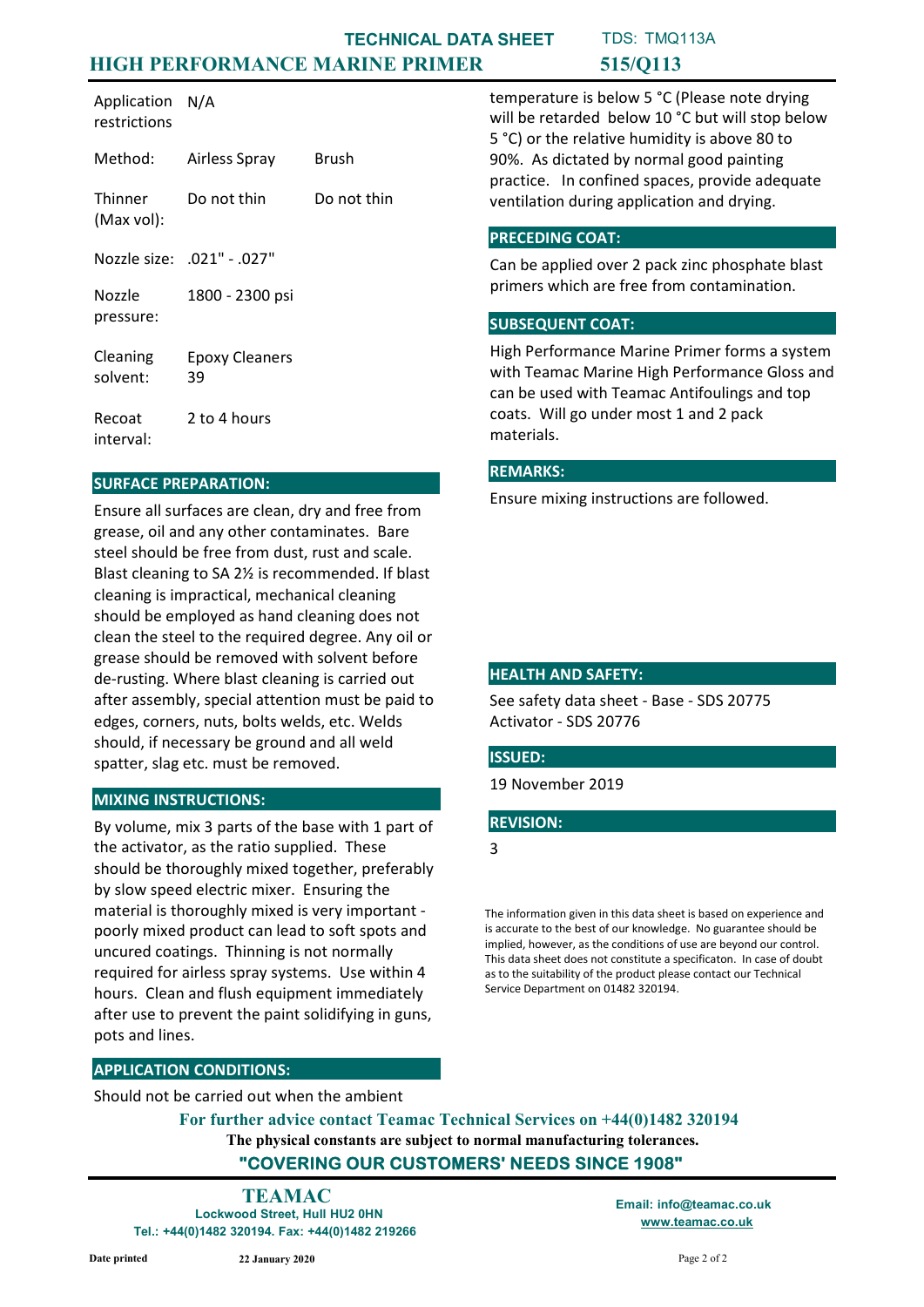| | | |
|---|---|---|
| Application restrictions | N/A | |
| Method: | Airless Spray | Brush |
| Thinner (Max vol): | Do not thin | Do not thin |
| Nozzle size: | .021" - .027" | |
| Nozzle pressure: | 1800 - 2300 psi | |
| Cleaning solvent: | Epoxy Cleaners 39 | |
| Recoat interval: | 2 to 4 hours | |

## SURFACE PREPARATION:

Ensure all surfaces are clean, dry and free from grease, oil and any other contaminates. Bare steel should be free from dust, rust and scale. Blast cleaning to SA 2½ is recommended. If blast cleaning is impractical, mechanical cleaning should be employed as hand cleaning does not clean the steel to the required degree. Any oil or grease should be removed with solvent before de-rusting. Where blast cleaning is carried out after assembly, special attention must be paid to edges, corners, nuts, bolts welds, etc. Welds should, if necessary be ground and all weld spatter, slag etc. must be removed.

## MIXING INSTRUCTIONS:

By volume, mix 3 parts of the base with 1 part of the activator, as the ratio supplied. These should be thoroughly mixed together, preferably by slow speed electric mixer. Ensuring the material is thoroughly mixed is very important - poorly mixed product can lead to soft spots and uncured coatings. Thinning is not normally required for airless spray systems. Use within 4 hours. Clean and flush equipment immediately after use to prevent the paint solidifying in guns, pots and lines.

## APPLICATION CONDITIONS:

Should not be carried out when the ambient temperature is below 5 °C (Please note drying will be retarded below 10 °C but will stop below 5 °C) or the relative humidity is above 80 to 90%. As dictated by normal good painting practice. In confined spaces, provide adequate ventilation during application and drying.

## PRECEDING COAT:

Can be applied over 2 pack zinc phosphate blast primers which are free from contamination.

## SUBSEQUENT COAT:

High Performance Marine Primer forms a system with Teamac Marine High Performance Gloss and can be used with Teamac Antifoulings and top coats. Will go under most 1 and 2 pack materials.

## REMARKS:

Ensure mixing instructions are followed.

## HEALTH AND SAFETY:

See safety data sheet - Base - SDS 20775
Activator - SDS 20776

## ISSUED:

19 November 2019

## REVISION:

3

The information given in this data sheet is based on experience and is accurate to the best of our knowledge. No guarantee should be implied, however, as the conditions of use are beyond our control. This data sheet does not constitute a specificaton. In case of doubt as to the suitability of the product please contact our Technical Service Department on 01482 320194.

**For further advice contact Teamac Technical Services on +44(0)1482 320194**

**The physical constants are subject to normal manufacturing tolerances.**

**"COVERING OUR CUSTOMERS' NEEDS SINCE 1908"**